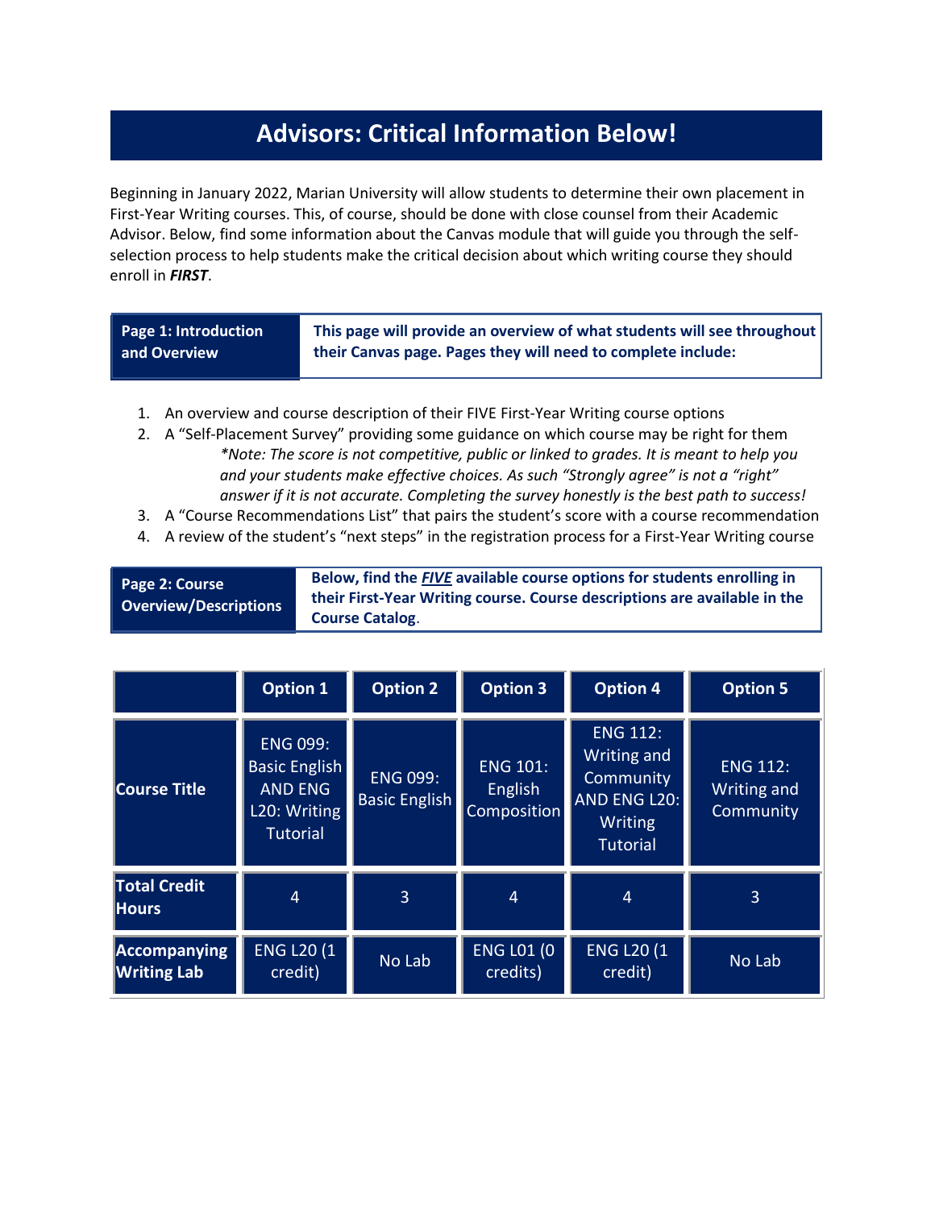# Advisors: Critical Information Below!

Beginning in January 2022, Marian University will allow students to determine their own placement in First-Year Writing courses. This, of course, should be done with close counsel from their Academic Advisor. Below, find some information about the Canvas module that will guide you through the self-selection process to help students make the critical decision about which writing course they should enroll in ***FIRST***.

| **Page 1: Introduction and Overview** | **This page will provide an overview of what students will see throughout their Canvas page. Pages they will need to complete include:** |
|---|---|

1. An overview and course description of their FIVE First-Year Writing course options
2. A "Self-Placement Survey" providing some guidance on which course may be right for them
   *\*Note: The score is not competitive, public or linked to grades. It is meant to help you and your students make effective choices. As such "Strongly agree" is not a "right" answer if it is not accurate. Completing the survey honestly is the best path to success!*
3. A "Course Recommendations List" that pairs the student's score with a course recommendation
4. A review of the student's "next steps" in the registration process for a First-Year Writing course

| **Page 2: Course Overview/Descriptions** | **Below, find the *FIVE* available course options for students enrolling in their First-Year Writing course. Course descriptions are available in the Course Catalog.** |
|---|---|

| | Option 1 | Option 2 | Option 3 | Option 4 | Option 5 |
|---|---|---|---|---|---|
| **Course Title** | ENG 099: Basic English AND ENG L20: Writing Tutorial | ENG 099: Basic English | ENG 101: English Composition | ENG 112: Writing and Community AND ENG L20: Writing Tutorial | ENG 112: Writing and Community |
| **Total Credit Hours** | 4 | 3 | 4 | 4 | 3 |
| **Accompanying Writing Lab** | ENG L20 (1 credit) | No Lab | ENG L01 (0 credits) | ENG L20 (1 credit) | No Lab |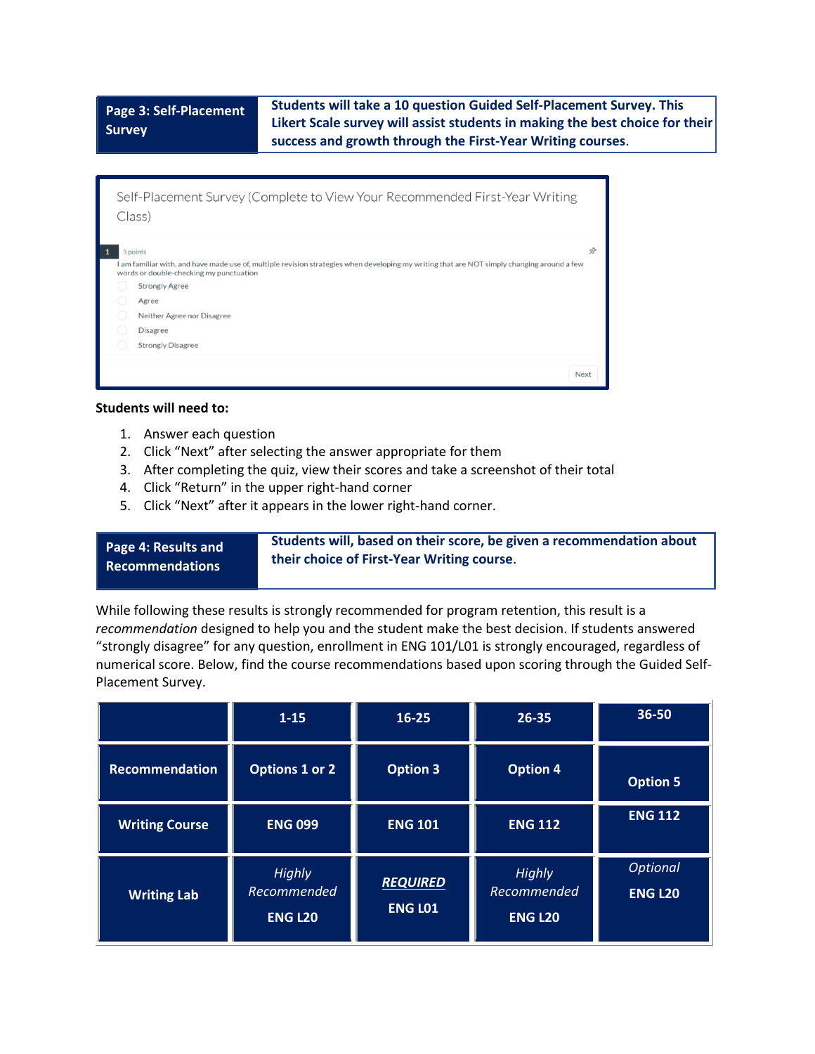| Page 3: Self-Placement Survey | Students will take a 10 question Guided Self-Placement Survey. This Likert Scale survey will assist students in making the best choice for their success and growth through the First-Year Writing courses. |
|---|---|

Self-Placement Survey (Complete to View Your Recommended First-Year Writing Class)

1 5 points

I am familiar with, and have made use of, multiple revision strategies when developing my writing that are NOT simply changing around a few words or double-checking my punctuation

- Strongly Agree
- Agree
- Neither Agree nor Disagree
- Disagree
- Strongly Disagree

Next

**Students will need to:**

1. Answer each question
2. Click "Next" after selecting the answer appropriate for them
3. After completing the quiz, view their scores and take a screenshot of their total
4. Click "Return" in the upper right-hand corner
5. Click "Next" after it appears in the lower right-hand corner.

| Page 4: Results and Recommendations | Students will, based on their score, be given a recommendation about their choice of First-Year Writing course. |
|---|---|

While following these results is strongly recommended for program retention, this result is a *recommendation* designed to help you and the student make the best decision. If students answered "strongly disagree" for any question, enrollment in ENG 101/L01 is strongly encouraged, regardless of numerical score. Below, find the course recommendations based upon scoring through the Guided Self-Placement Survey.

| | 1-15 | 16-25 | 26-35 | 36-50 |
|---|---|---|---|---|
| **Recommendation** | **Options 1 or 2** | **Option 3** | **Option 4** | **Option 5** |
| **Writing Course** | **ENG 099** | **ENG 101** | **ENG 112** | **ENG 112** |
| **Writing Lab** | *Highly Recommended* **ENG L20** | ***REQUIRED*** **ENG L01** | *Highly Recommended* **ENG L20** | *Optional* **ENG L20** |